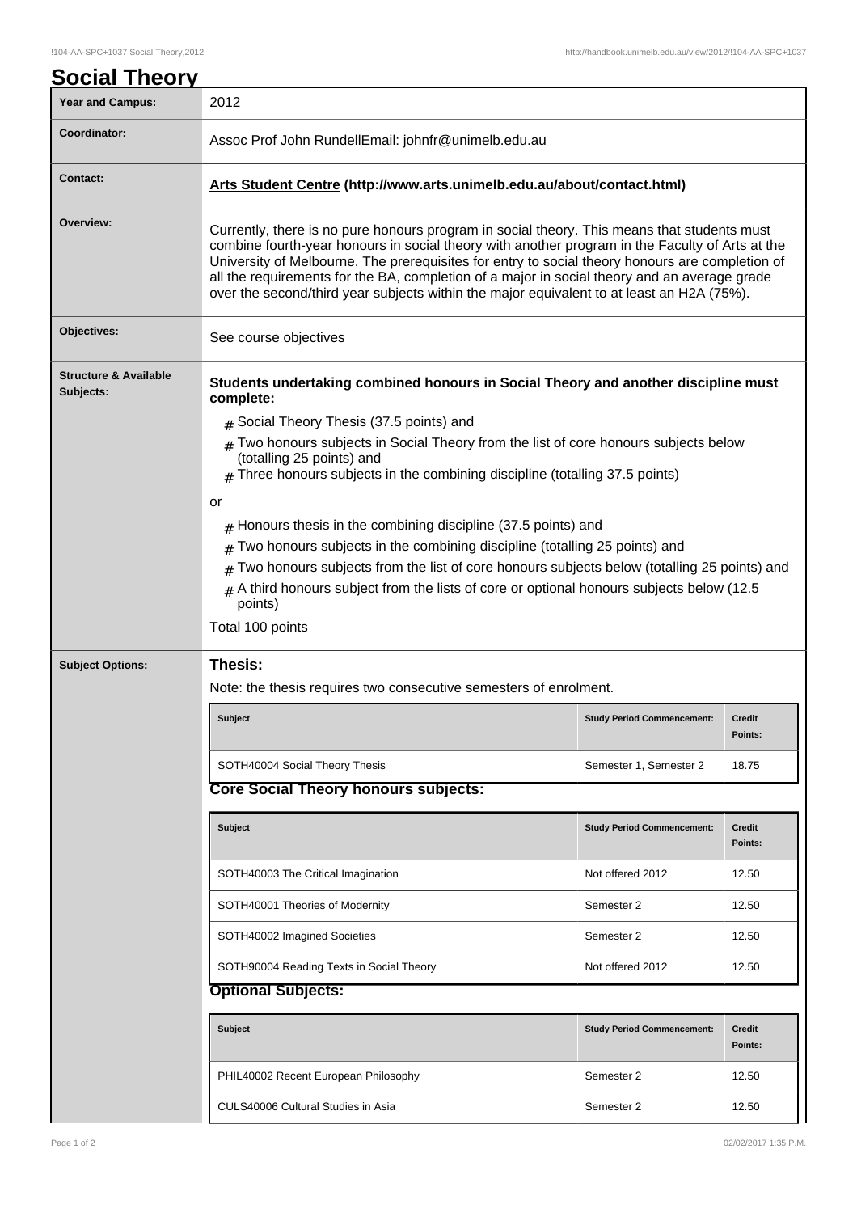# Social Theory

| | |
|---|---|
| **Year and Campus:** | 2012 |
| **Coordinator:** | Assoc Prof John RundellEmail: johnfr@unimelb.edu.au |
| **Contact:** | **Arts Student Centre (http://www.arts.unimelb.edu.au/about/contact.html)** |
| **Overview:** | Currently, there is no pure honours program in social theory. This means that students must combine fourth-year honours in social theory with another program in the Faculty of Arts at the University of Melbourne. The prerequisites for entry to social theory honours are completion of all the requirements for the BA, completion of a major in social theory and an average grade over the second/third year subjects within the major equivalent to at least an H2A (75%). |
| **Objectives:** | See course objectives |

**Structure & Available Subjects:**

**Students undertaking combined honours in Social Theory and another discipline must complete:**

- Social Theory Thesis (37.5 points) and
- Two honours subjects in Social Theory from the list of core honours subjects below (totalling 25 points) and
- Three honours subjects in the combining discipline (totalling 37.5 points)

or

- Honours thesis in the combining discipline (37.5 points) and
- Two honours subjects in the combining discipline (totalling 25 points) and
- Two honours subjects from the list of core honours subjects below (totalling 25 points) and
- A third honours subject from the lists of core or optional honours subjects below (12.5 points)

Total 100 points

**Subject Options:**

### Thesis:

Note: the thesis requires two consecutive semesters of enrolment.

| Subject | Study Period Commencement: | Credit Points: |
|---|---|---|
| SOTH40004 Social Theory Thesis | Semester 1, Semester 2 | 18.75 |

### Core Social Theory honours subjects:

| Subject | Study Period Commencement: | Credit Points: |
|---|---|---|
| SOTH40003 The Critical Imagination | Not offered 2012 | 12.50 |
| SOTH40001 Theories of Modernity | Semester 2 | 12.50 |
| SOTH40002 Imagined Societies | Semester 2 | 12.50 |
| SOTH90004 Reading Texts in Social Theory | Not offered 2012 | 12.50 |

### Optional Subjects:

| Subject | Study Period Commencement: | Credit Points: |
|---|---|---|
| PHIL40002 Recent European Philosophy | Semester 2 | 12.50 |
| CULS40006 Cultural Studies in Asia | Semester 2 | 12.50 |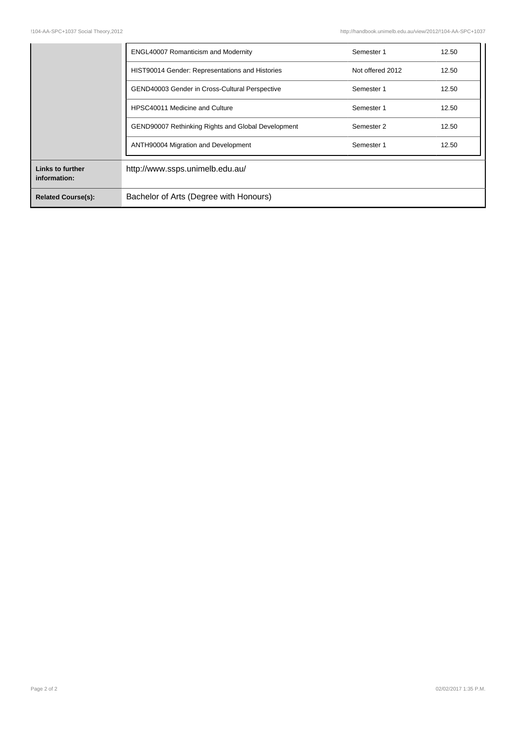| | | | |
|---|---|---|---|
| | ENGL40007 Romanticism and Modernity | Semester 1 | 12.50 |
| | HIST90014 Gender: Representations and Histories | Not offered 2012 | 12.50 |
| | GEND40003 Gender in Cross-Cultural Perspective | Semester 1 | 12.50 |
| | HPSC40011 Medicine and Culture | Semester 1 | 12.50 |
| | GEND90007 Rethinking Rights and Global Development | Semester 2 | 12.50 |
| | ANTH90004 Migration and Development | Semester 1 | 12.50 |
| **Links to further information:** | http://www.ssps.unimelb.edu.au/ | | |
| **Related Course(s):** | Bachelor of Arts (Degree with Honours) | | |